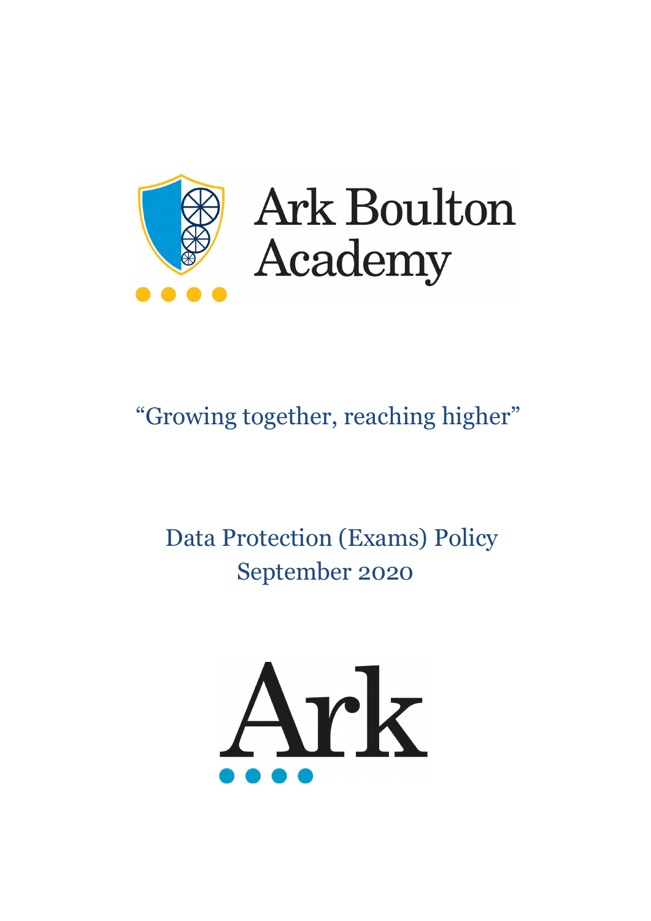Ark Boulton Academy

"Growing together, reaching higher"

# Data Protection (Exams) Policy
## September 2020

Ark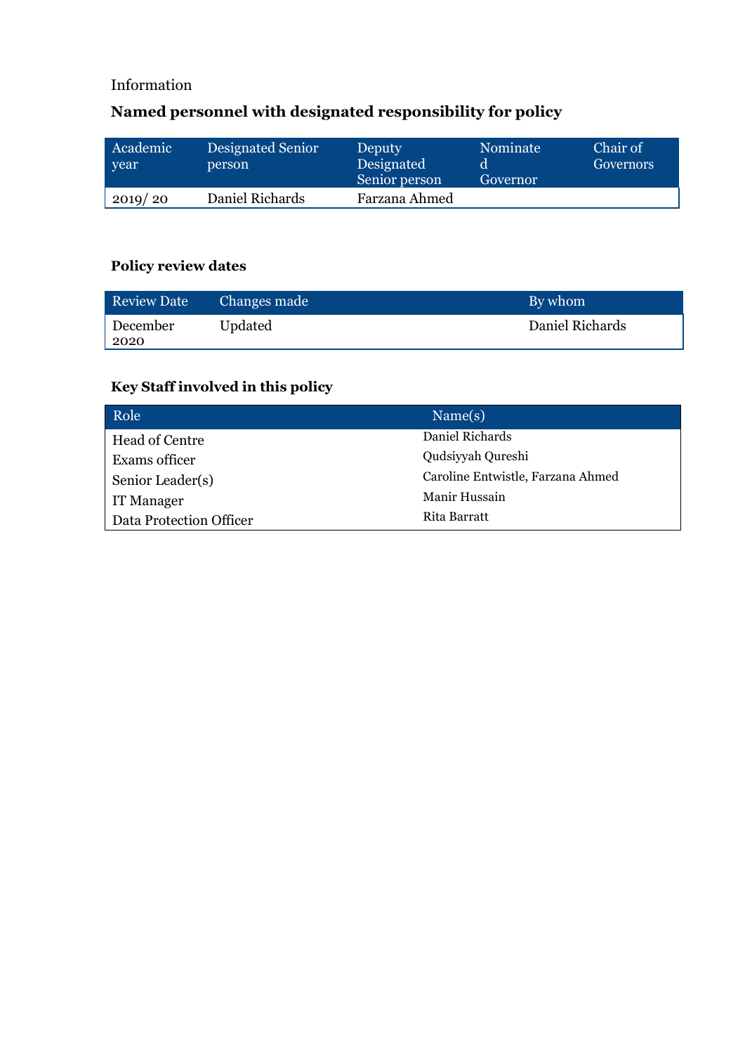Information

## Named personnel with designated responsibility for policy

| Academic year | Designated Senior person | Deputy Designated Senior person | Nominated Governor | Chair of Governors |
|---|---|---|---|---|
| 2019/ 20 | Daniel Richards | Farzana Ahmed | | |

### Policy review dates

| Review Date | Changes made | By whom |
|---|---|---|
| December 2020 | Updated | Daniel Richards |

### Key Staff involved in this policy

| Role | Name(s) |
|---|---|
| Head of Centre | Daniel Richards |
| Exams officer | Qudsiyyah Qureshi |
| Senior Leader(s) | Caroline Entwistle, Farzana Ahmed |
| IT Manager | Manir Hussain |
| Data Protection Officer | Rita Barratt |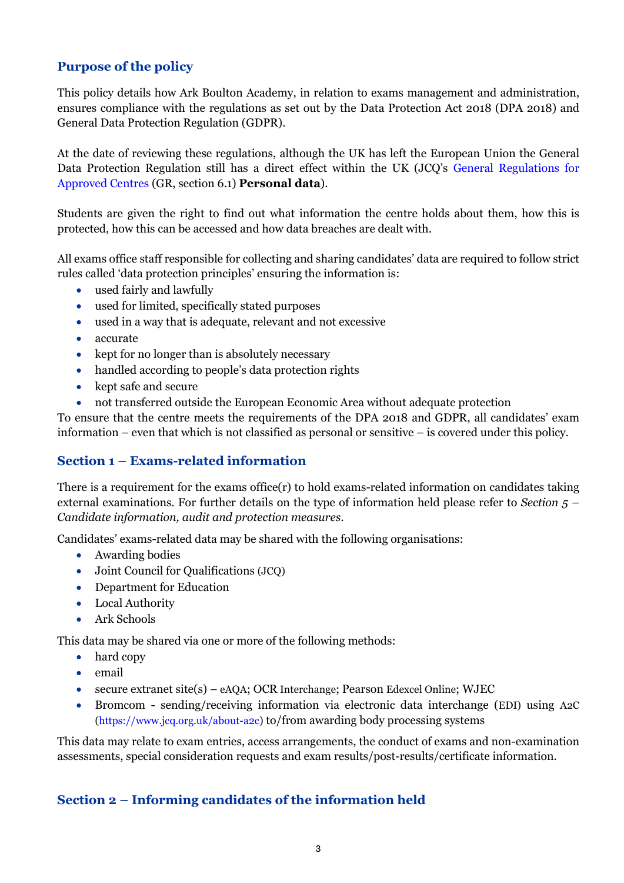## Purpose of the policy

This policy details how Ark Boulton Academy, in relation to exams management and administration, ensures compliance with the regulations as set out by the Data Protection Act 2018 (DPA 2018) and General Data Protection Regulation (GDPR).

At the date of reviewing these regulations, although the UK has left the European Union the General Data Protection Regulation still has a direct effect within the UK (JCQ's General Regulations for Approved Centres (GR, section 6.1) **Personal data**).

Students are given the right to find out what information the centre holds about them, how this is protected, how this can be accessed and how data breaches are dealt with.

All exams office staff responsible for collecting and sharing candidates' data are required to follow strict rules called 'data protection principles' ensuring the information is:

- used fairly and lawfully
- used for limited, specifically stated purposes
- used in a way that is adequate, relevant and not excessive
- accurate
- kept for no longer than is absolutely necessary
- handled according to people's data protection rights
- kept safe and secure
- not transferred outside the European Economic Area without adequate protection

To ensure that the centre meets the requirements of the DPA 2018 and GDPR, all candidates' exam information – even that which is not classified as personal or sensitive – is covered under this policy.

## Section 1 – Exams-related information

There is a requirement for the exams office(r) to hold exams-related information on candidates taking external examinations. For further details on the type of information held please refer to *Section 5 – Candidate information, audit and protection measures*.

Candidates' exams-related data may be shared with the following organisations:

- Awarding bodies
- Joint Council for Qualifications (JCQ)
- Department for Education
- Local Authority
- Ark Schools

This data may be shared via one or more of the following methods:

- hard copy
- email
- secure extranet site(s) – eAQA; OCR Interchange; Pearson Edexcel Online; WJEC
- Bromcom - sending/receiving information via electronic data interchange (EDI) using A2C (https://www.jcq.org.uk/about-a2c) to/from awarding body processing systems

This data may relate to exam entries, access arrangements, the conduct of exams and non-examination assessments, special consideration requests and exam results/post-results/certificate information.

## Section 2 – Informing candidates of the information held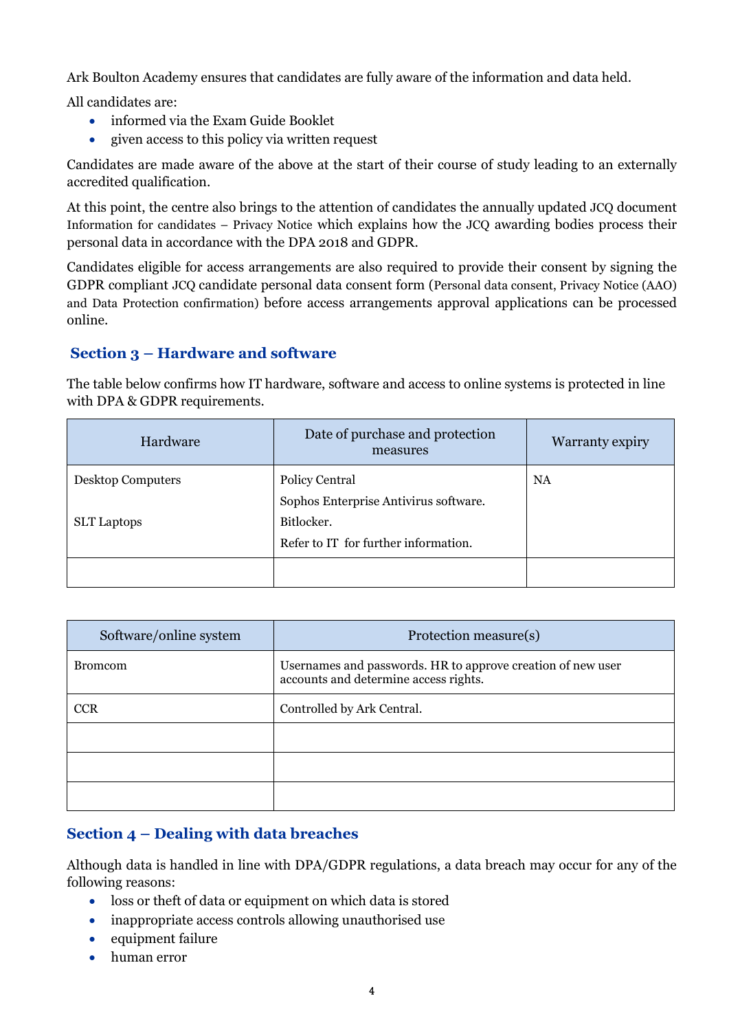Ark Boulton Academy ensures that candidates are fully aware of the information and data held.

All candidates are:

- informed via the Exam Guide Booklet
- given access to this policy via written request

Candidates are made aware of the above at the start of their course of study leading to an externally accredited qualification.

At this point, the centre also brings to the attention of candidates the annually updated JCQ document Information for candidates – Privacy Notice which explains how the JCQ awarding bodies process their personal data in accordance with the DPA 2018 and GDPR.

Candidates eligible for access arrangements are also required to provide their consent by signing the GDPR compliant JCQ candidate personal data consent form (Personal data consent, Privacy Notice (AAO) and Data Protection confirmation) before access arrangements approval applications can be processed online.

## Section 3 – Hardware and software

The table below confirms how IT hardware, software and access to online systems is protected in line with DPA & GDPR requirements.

| Hardware | Date of purchase and protection measures | Warranty expiry |
|---|---|---|
| Desktop Computers<br><br>SLT Laptops | Policy Central<br>Sophos Enterprise Antivirus software.<br>Bitlocker.<br>Refer to IT for further information. | NA |
| | | |

| Software/online system | Protection measure(s) |
|---|---|
| Bromcom | Usernames and passwords. HR to approve creation of new user accounts and determine access rights. |
| CCR | Controlled by Ark Central. |
| | |
| | |
| | |

## Section 4 – Dealing with data breaches

Although data is handled in line with DPA/GDPR regulations, a data breach may occur for any of the following reasons:

- loss or theft of data or equipment on which data is stored
- inappropriate access controls allowing unauthorised use
- equipment failure
- human error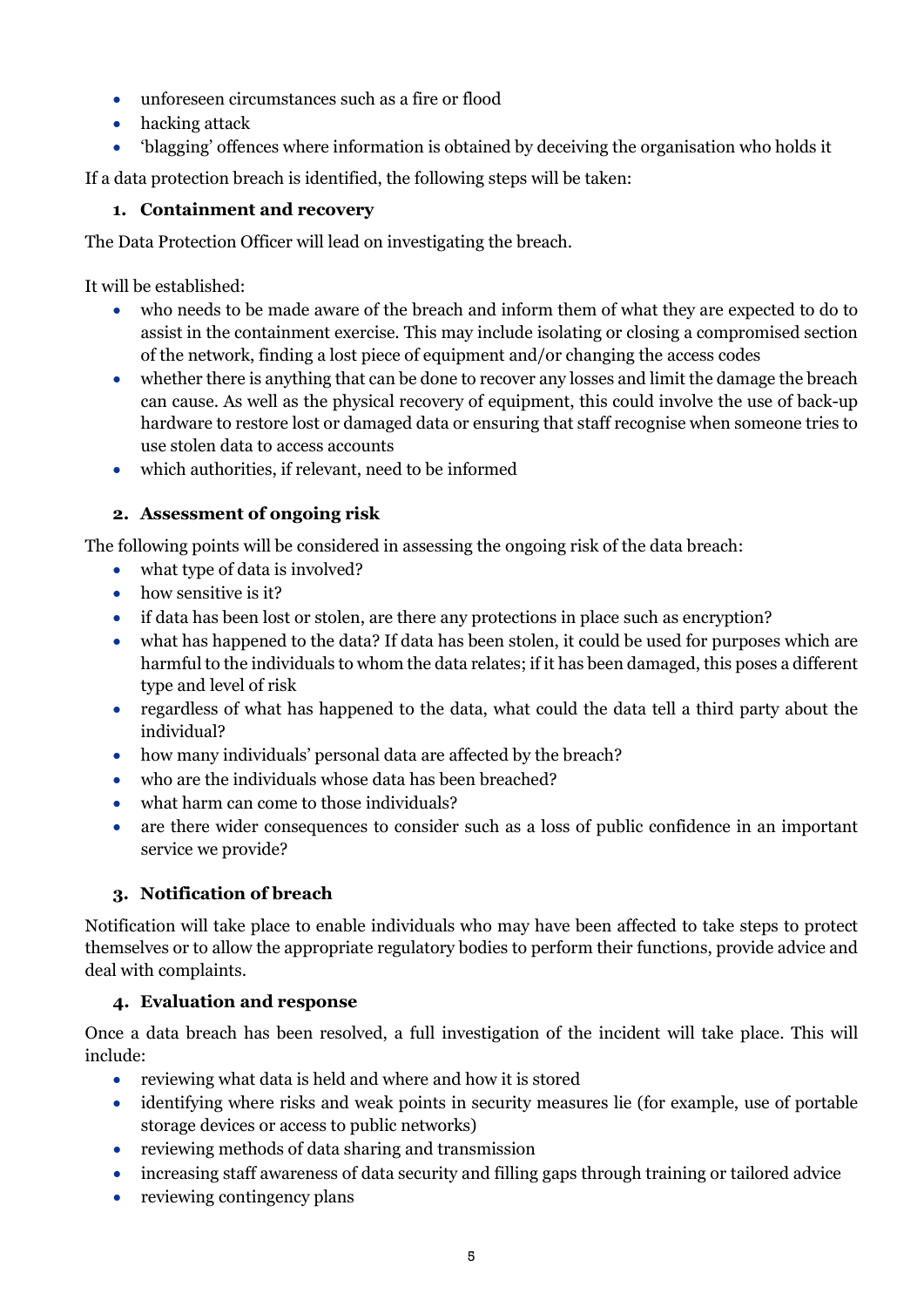- unforeseen circumstances such as a fire or flood
- hacking attack
- 'blagging' offences where information is obtained by deceiving the organisation who holds it

If a data protection breach is identified, the following steps will be taken:

### 1. Containment and recovery

The Data Protection Officer will lead on investigating the breach.

It will be established:

- who needs to be made aware of the breach and inform them of what they are expected to do to assist in the containment exercise. This may include isolating or closing a compromised section of the network, finding a lost piece of equipment and/or changing the access codes
- whether there is anything that can be done to recover any losses and limit the damage the breach can cause. As well as the physical recovery of equipment, this could involve the use of back-up hardware to restore lost or damaged data or ensuring that staff recognise when someone tries to use stolen data to access accounts
- which authorities, if relevant, need to be informed

### 2. Assessment of ongoing risk

The following points will be considered in assessing the ongoing risk of the data breach:

- what type of data is involved?
- how sensitive is it?
- if data has been lost or stolen, are there any protections in place such as encryption?
- what has happened to the data? If data has been stolen, it could be used for purposes which are harmful to the individuals to whom the data relates; if it has been damaged, this poses a different type and level of risk
- regardless of what has happened to the data, what could the data tell a third party about the individual?
- how many individuals' personal data are affected by the breach?
- who are the individuals whose data has been breached?
- what harm can come to those individuals?
- are there wider consequences to consider such as a loss of public confidence in an important service we provide?

### 3. Notification of breach

Notification will take place to enable individuals who may have been affected to take steps to protect themselves or to allow the appropriate regulatory bodies to perform their functions, provide advice and deal with complaints.

### 4. Evaluation and response

Once a data breach has been resolved, a full investigation of the incident will take place. This will include:

- reviewing what data is held and where and how it is stored
- identifying where risks and weak points in security measures lie (for example, use of portable storage devices or access to public networks)
- reviewing methods of data sharing and transmission
- increasing staff awareness of data security and filling gaps through training or tailored advice
- reviewing contingency plans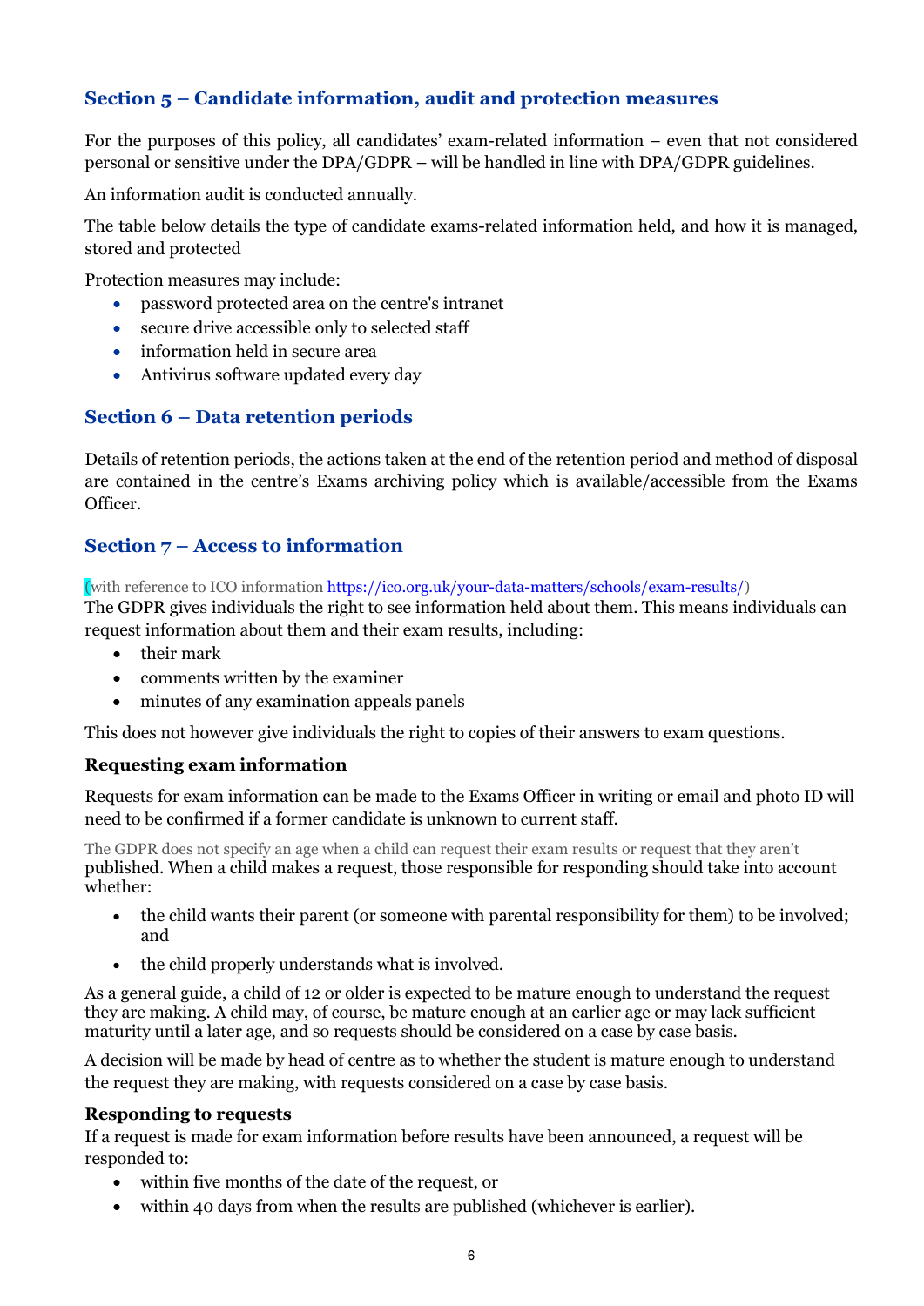## Section 5 – Candidate information, audit and protection measures

For the purposes of this policy, all candidates' exam-related information – even that not considered personal or sensitive under the DPA/GDPR – will be handled in line with DPA/GDPR guidelines.

An information audit is conducted annually.

The table below details the type of candidate exams-related information held, and how it is managed, stored and protected

Protection measures may include:

- password protected area on the centre's intranet
- secure drive accessible only to selected staff
- information held in secure area
- Antivirus software updated every day

## Section 6 – Data retention periods

Details of retention periods, the actions taken at the end of the retention period and method of disposal are contained in the centre's Exams archiving policy which is available/accessible from the Exams Officer.

## Section 7 – Access to information

(with reference to ICO information https://ico.org.uk/your-data-matters/schools/exam-results/)

The GDPR gives individuals the right to see information held about them. This means individuals can request information about them and their exam results, including:

- their mark
- comments written by the examiner
- minutes of any examination appeals panels

This does not however give individuals the right to copies of their answers to exam questions.

### Requesting exam information

Requests for exam information can be made to the Exams Officer in writing or email and photo ID will need to be confirmed if a former candidate is unknown to current staff.

The GDPR does not specify an age when a child can request their exam results or request that they aren't published. When a child makes a request, those responsible for responding should take into account whether:

- the child wants their parent (or someone with parental responsibility for them) to be involved; and
- the child properly understands what is involved.

As a general guide, a child of 12 or older is expected to be mature enough to understand the request they are making. A child may, of course, be mature enough at an earlier age or may lack sufficient maturity until a later age, and so requests should be considered on a case by case basis.

A decision will be made by head of centre as to whether the student is mature enough to understand the request they are making, with requests considered on a case by case basis.

### Responding to requests

If a request is made for exam information before results have been announced, a request will be responded to:

- within five months of the date of the request, or
- within 40 days from when the results are published (whichever is earlier).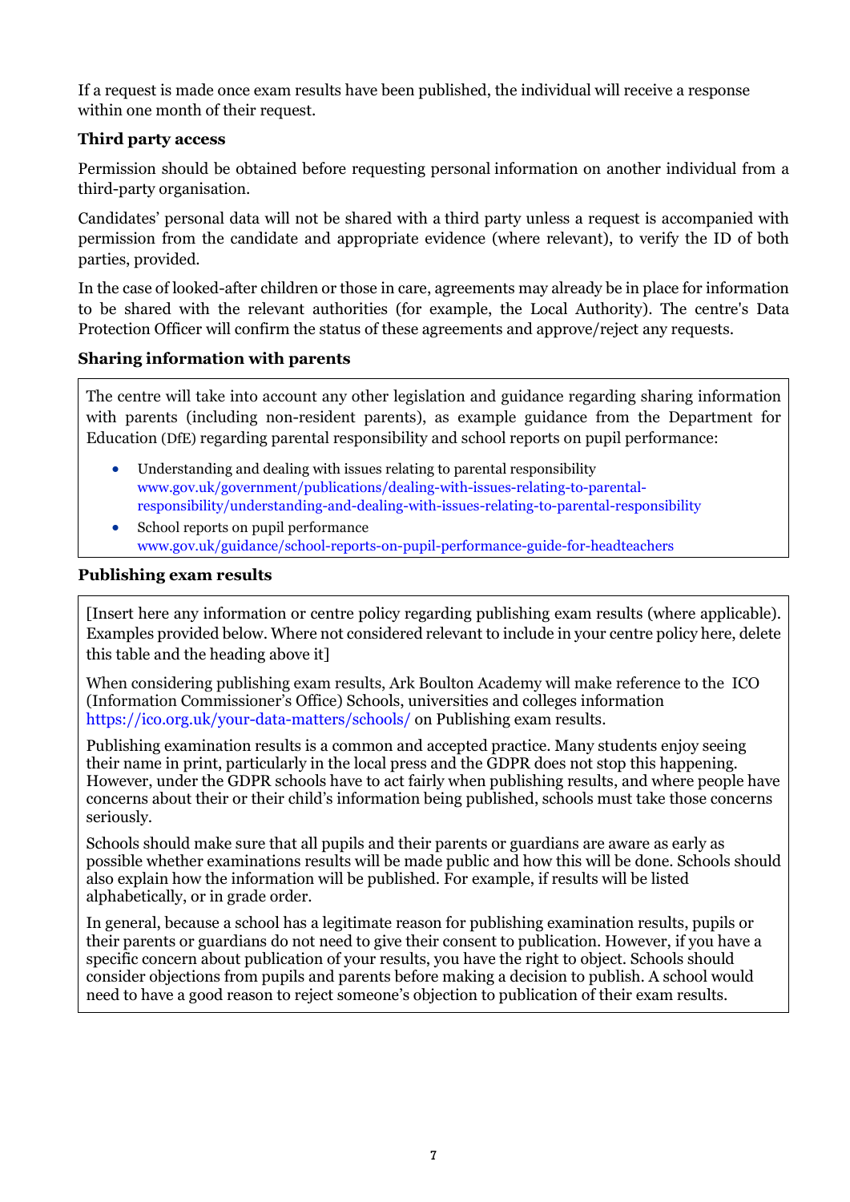If a request is made once exam results have been published, the individual will receive a response within one month of their request.

### Third party access

Permission should be obtained before requesting personal information on another individual from a third-party organisation.

Candidates' personal data will not be shared with a third party unless a request is accompanied with permission from the candidate and appropriate evidence (where relevant), to verify the ID of both parties, provided.

In the case of looked-after children or those in care, agreements may already be in place for information to be shared with the relevant authorities (for example, the Local Authority). The centre's Data Protection Officer will confirm the status of these agreements and approve/reject any requests.

### Sharing information with parents

The centre will take into account any other legislation and guidance regarding sharing information with parents (including non-resident parents), as example guidance from the Department for Education (DfE) regarding parental responsibility and school reports on pupil performance:

- Understanding and dealing with issues relating to parental responsibility
  www.gov.uk/government/publications/dealing-with-issues-relating-to-parental-responsibility/understanding-and-dealing-with-issues-relating-to-parental-responsibility
- School reports on pupil performance
  www.gov.uk/guidance/school-reports-on-pupil-performance-guide-for-headteachers

### Publishing exam results

[Insert here any information or centre policy regarding publishing exam results (where applicable). Examples provided below. Where not considered relevant to include in your centre policy here, delete this table and the heading above it]

When considering publishing exam results, Ark Boulton Academy will make reference to the ICO (Information Commissioner's Office) Schools, universities and colleges information https://ico.org.uk/your-data-matters/schools/ on Publishing exam results.

Publishing examination results is a common and accepted practice. Many students enjoy seeing their name in print, particularly in the local press and the GDPR does not stop this happening. However, under the GDPR schools have to act fairly when publishing results, and where people have concerns about their or their child's information being published, schools must take those concerns seriously.

Schools should make sure that all pupils and their parents or guardians are aware as early as possible whether examinations results will be made public and how this will be done. Schools should also explain how the information will be published. For example, if results will be listed alphabetically, or in grade order.

In general, because a school has a legitimate reason for publishing examination results, pupils or their parents or guardians do not need to give their consent to publication. However, if you have a specific concern about publication of your results, you have the right to object. Schools should consider objections from pupils and parents before making a decision to publish. A school would need to have a good reason to reject someone's objection to publication of their exam results.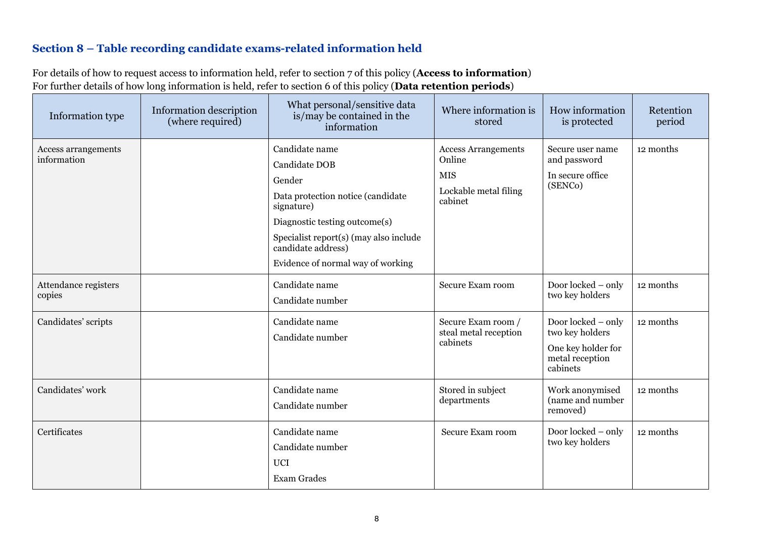## Section 8 – Table recording candidate exams-related information held

For details of how to request access to information held, refer to section 7 of this policy (**Access to information**)
For further details of how long information is held, refer to section 6 of this policy (**Data retention periods**)

| Information type | Information description (where required) | What personal/sensitive data is/may be contained in the information | Where information is stored | How information is protected | Retention period |
|---|---|---|---|---|---|
| Access arrangements information | | Candidate name<br>Candidate DOB<br>Gender<br>Data protection notice (candidate signature)<br>Diagnostic testing outcome(s)<br>Specialist report(s) (may also include candidate address)<br>Evidence of normal way of working | Access Arrangements Online<br>MIS<br>Lockable metal filing cabinet | Secure user name and password<br>In secure office (SENCo) | 12 months |
| Attendance registers copies | | Candidate name<br>Candidate number | Secure Exam room | Door locked – only two key holders | 12 months |
| Candidates' scripts | | Candidate name<br>Candidate number | Secure Exam room / steal metal reception cabinets | Door locked – only two key holders<br>One key holder for metal reception cabinets | 12 months |
| Candidates' work | | Candidate name<br>Candidate number | Stored in subject departments | Work anonymised (name and number removed) | 12 months |
| Certificates | | Candidate name<br>Candidate number<br>UCI<br>Exam Grades | Secure Exam room | Door locked – only two key holders | 12 months |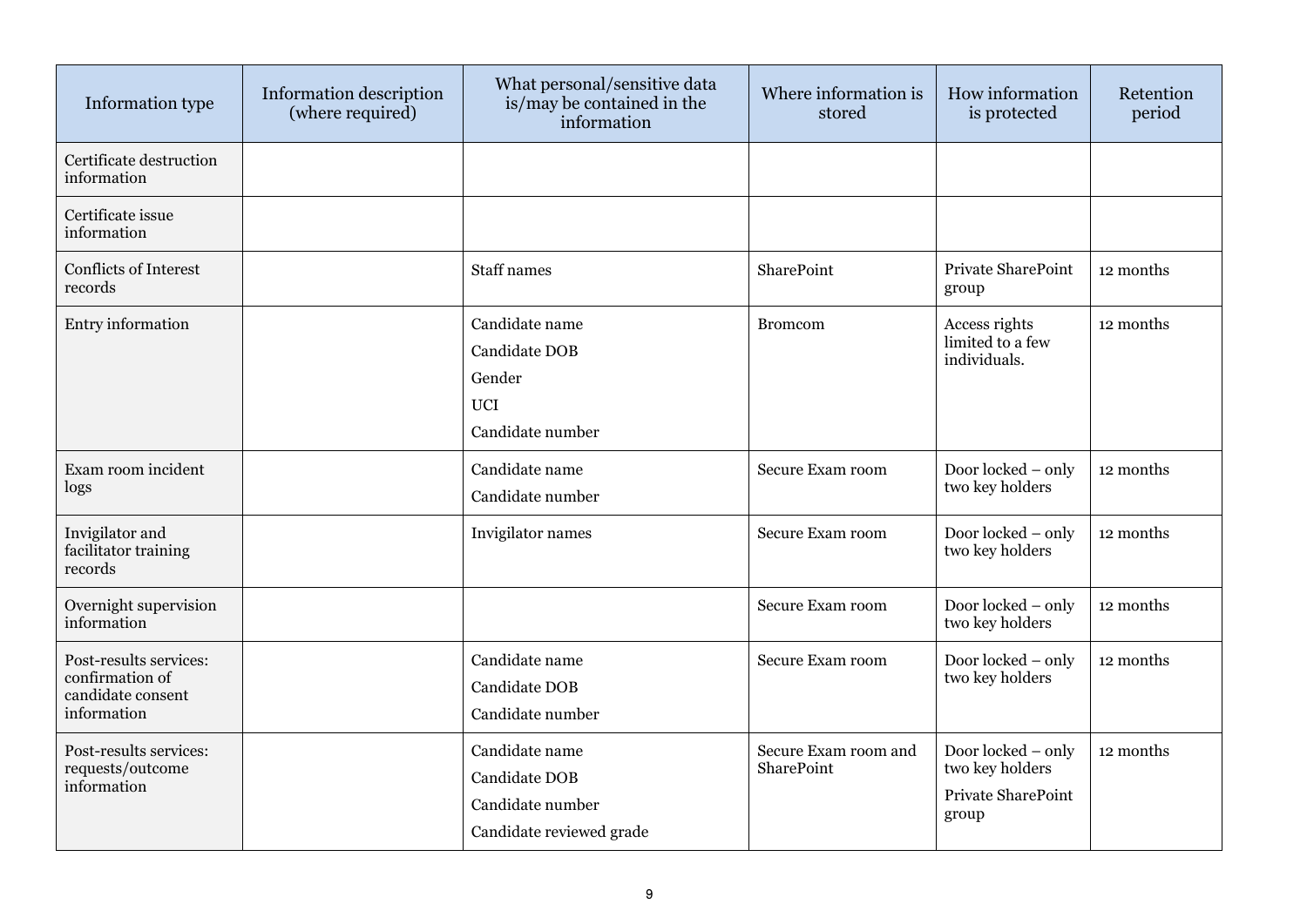| Information type | Information description (where required) | What personal/sensitive data is/may be contained in the information | Where information is stored | How information is protected | Retention period |
| --- | --- | --- | --- | --- | --- |
| Certificate destruction information | | | | | |
| Certificate issue information | | | | | |
| Conflicts of Interest records | | Staff names | SharePoint | Private SharePoint group | 12 months |
| Entry information | | Candidate name<br>Candidate DOB<br>Gender<br>UCI<br>Candidate number | Bromcom | Access rights limited to a few individuals. | 12 months |
| Exam room incident logs | | Candidate name<br>Candidate number | Secure Exam room | Door locked – only two key holders | 12 months |
| Invigilator and facilitator training records | | Invigilator names | Secure Exam room | Door locked – only two key holders | 12 months |
| Overnight supervision information | | | Secure Exam room | Door locked – only two key holders | 12 months |
| Post-results services: confirmation of candidate consent information | | Candidate name<br>Candidate DOB<br>Candidate number | Secure Exam room | Door locked – only two key holders | 12 months |
| Post-results services: requests/outcome information | | Candidate name<br>Candidate DOB<br>Candidate number<br>Candidate reviewed grade | Secure Exam room and SharePoint | Door locked – only two key holders<br>Private SharePoint group | 12 months |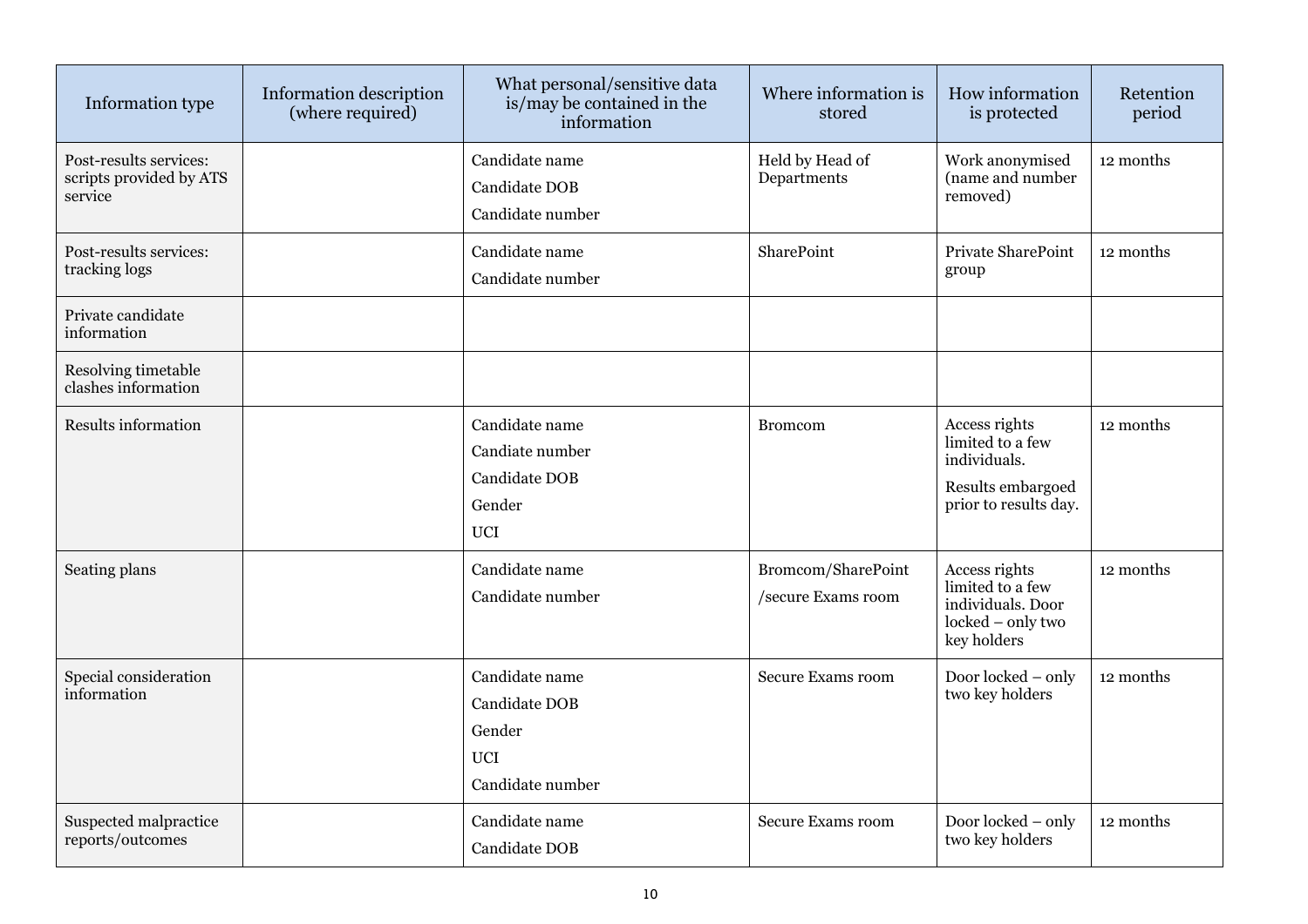| Information type | Information description (where required) | What personal/sensitive data is/may be contained in the information | Where information is stored | How information is protected | Retention period |
|---|---|---|---|---|---|
| Post-results services: scripts provided by ATS service | | Candidate name<br>Candidate DOB<br>Candidate number | Held by Head of Departments | Work anonymised (name and number removed) | 12 months |
| Post-results services: tracking logs | | Candidate name<br>Candidate number | SharePoint | Private SharePoint group | 12 months |
| Private candidate information | | | | | |
| Resolving timetable clashes information | | | | | |
| Results information | | Candidate name<br>Candiate number<br>Candidate DOB<br>Gender<br>UCI | Bromcom | Access rights limited to a few individuals.<br>Results embargoed prior to results day. | 12 months |
| Seating plans | | Candidate name<br>Candidate number | Bromcom/SharePoint<br>/secure Exams room | Access rights limited to a few individuals. Door locked – only two key holders | 12 months |
| Special consideration information | | Candidate name<br>Candidate DOB<br>Gender<br>UCI<br>Candidate number | Secure Exams room | Door locked – only two key holders | 12 months |
| Suspected malpractice reports/outcomes | | Candidate name<br>Candidate DOB | Secure Exams room | Door locked – only two key holders | 12 months |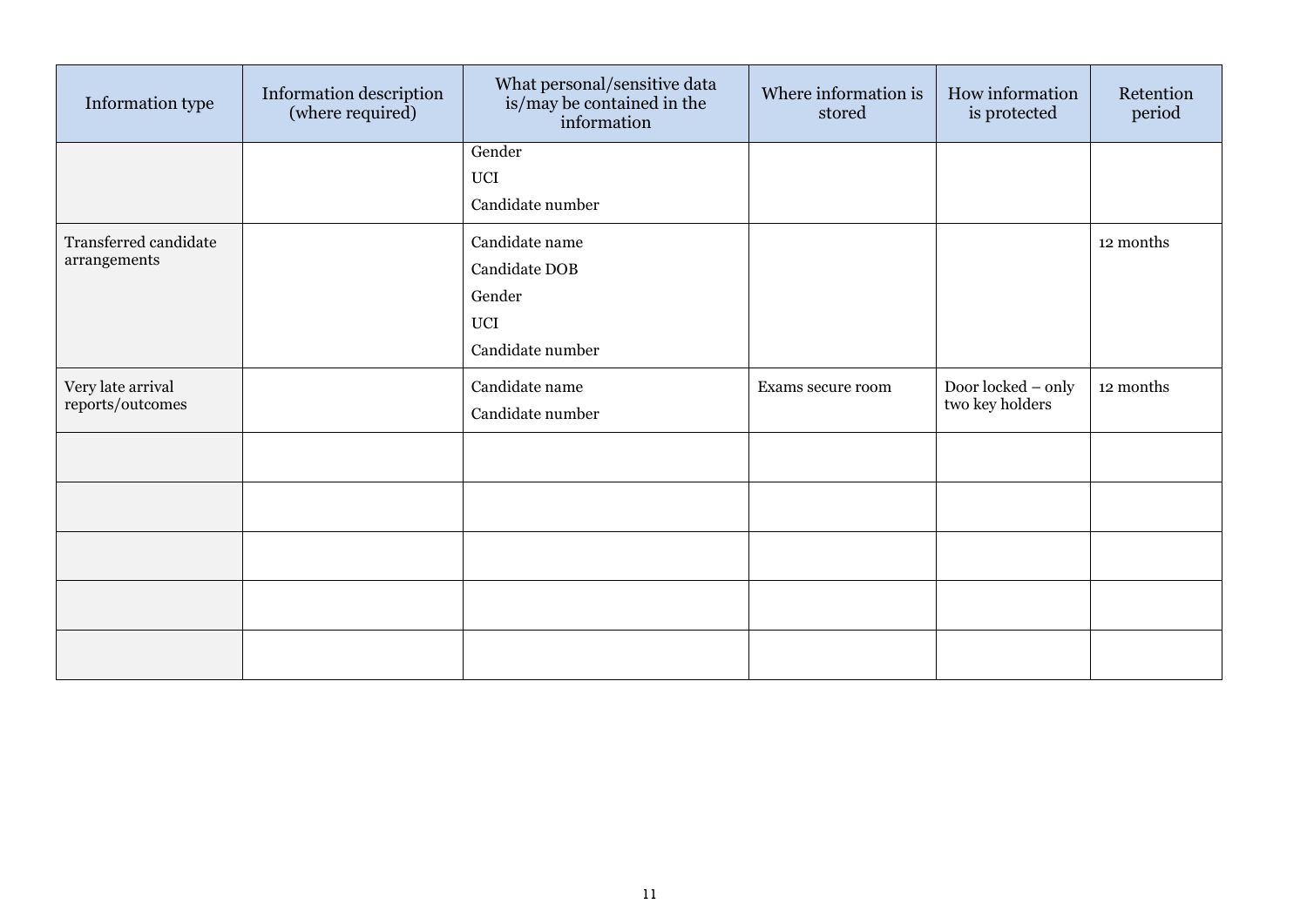| Information type | Information description (where required) | What personal/sensitive data is/may be contained in the information | Where information is stored | How information is protected | Retention period |
|---|---|---|---|---|---|
| | | Gender<br>UCI<br>Candidate number | | | |
| Transferred candidate arrangements | | Candidate name<br>Candidate DOB<br>Gender<br>UCI<br>Candidate number | | | 12 months |
| Very late arrival reports/outcomes | | Candidate name<br>Candidate number | Exams secure room | Door locked – only two key holders | 12 months |
| | | | | | |
| | | | | | |
| | | | | | |
| | | | | | |
| | | | | | |